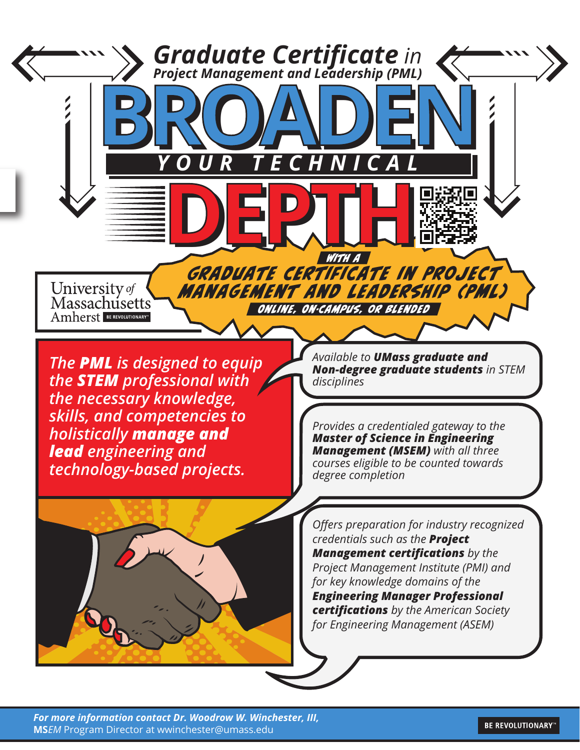# *Graduate Certificate in Project Management and Leadership (PML)*

# BROADEN YOUR TECHNICAL DEPTH

## WITH A GRADUATE CERTIFICATE IN PROJECT MANAGEMENT AND LEADERSHIP (PML)

**ONLINE, ON-CAMPUS, OR BLENDED**

University of Massachusetts Amherst BE REVOLUTIONARY™

*The **PML** is designed to equip the **STEM** professional with the necessary knowledge, skills, and competencies to holistically **manage and lead** engineering and technology-based projects.*

*Available to **UMass graduate and Non-degree graduate students** in STEM disciplines*

*Provides a credentialed gateway to the **Master of Science in Engineering Management (MSEM)** with all three courses eligible to be counted towards degree completion*

*Offers preparation for industry recognized credentials such as the **Project Management certifications** by the Project Management Institute (PMI) and for key knowledge domains of the **Engineering Manager Professional certifications** by the American Society for Engineering Management (ASEM)*

***For more information contact Dr. Woodrow W. Winchester, III,***
**MS***EM* Program Director at wwinchester@umass.edu

BE REVOLUTIONARY™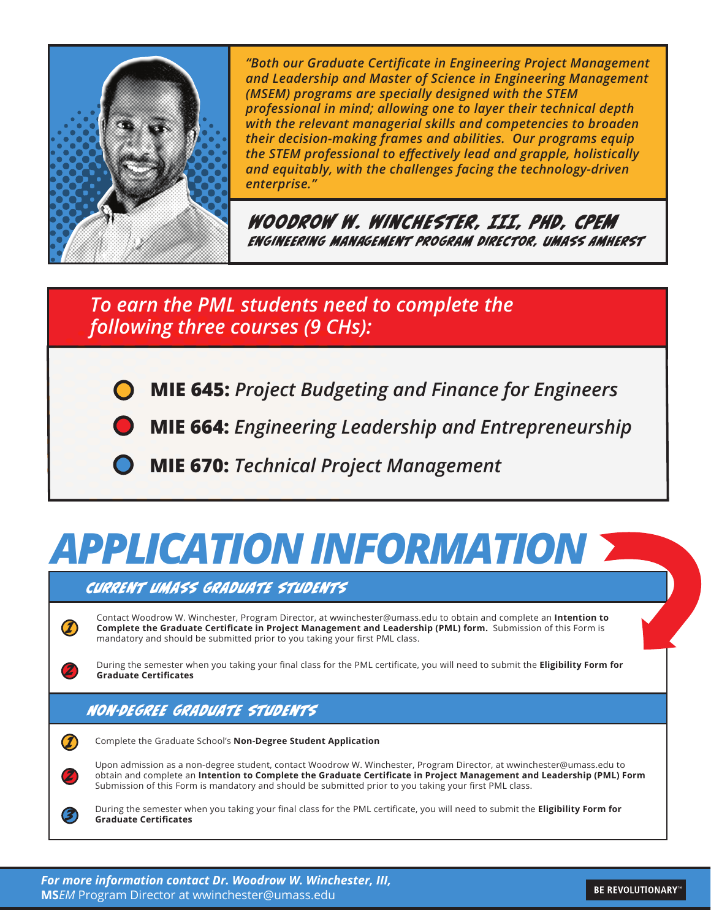*"Both our Graduate Certificate in Engineering Project Management and Leadership and Master of Science in Engineering Management (MSEM) programs are specially designed with the STEM professional in mind; allowing one to layer their technical depth with the relevant managerial skills and competencies to broaden their decision-making frames and abilities. Our programs equip the STEM professional to effectively lead and grapple, holistically and equitably, with the challenges facing the technology-driven enterprise."*

**WOODROW W. WINCHESTER, III, PHD, CPEM**
*ENGINEERING MANAGEMENT PROGRAM DIRECTOR, UMASS AMHERST*

*To earn the PML students need to complete the following three courses (9 CHs):*

- **MIE 645:** *Project Budgeting and Finance for Engineers*
- **MIE 664:** *Engineering Leadership and Entrepreneurship*
- **MIE 670:** *Technical Project Management*

# APPLICATION INFORMATION

## CURRENT UMASS GRADUATE STUDENTS

1. Contact Woodrow W. Winchester, Program Director, at wwinchester@umass.edu to obtain and complete an **Intention to Complete the Graduate Certificate in Project Management and Leadership (PML) form.** Submission of this Form is mandatory and should be submitted prior to you taking your first PML class.
2. During the semester when you taking your final class for the PML certificate, you will need to submit the **Eligibility Form for Graduate Certificates**

## NON-DEGREE GRADUATE STUDENTS

1. Complete the Graduate School's **Non-Degree Student Application**
2. Upon admission as a non-degree student, contact Woodrow W. Winchester, Program Director, at wwinchester@umass.edu to obtain and complete an **Intention to Complete the Graduate Certificate in Project Management and Leadership (PML) Form** Submission of this Form is mandatory and should be submitted prior to you taking your first PML class.
3. During the semester when you taking your final class for the PML certificate, you will need to submit the **Eligibility Form for Graduate Certificates**

***For more information contact Dr. Woodrow W. Winchester, III,***
**MS***EM* Program Director at wwinchester@umass.edu

**BE REVOLUTIONARY™**